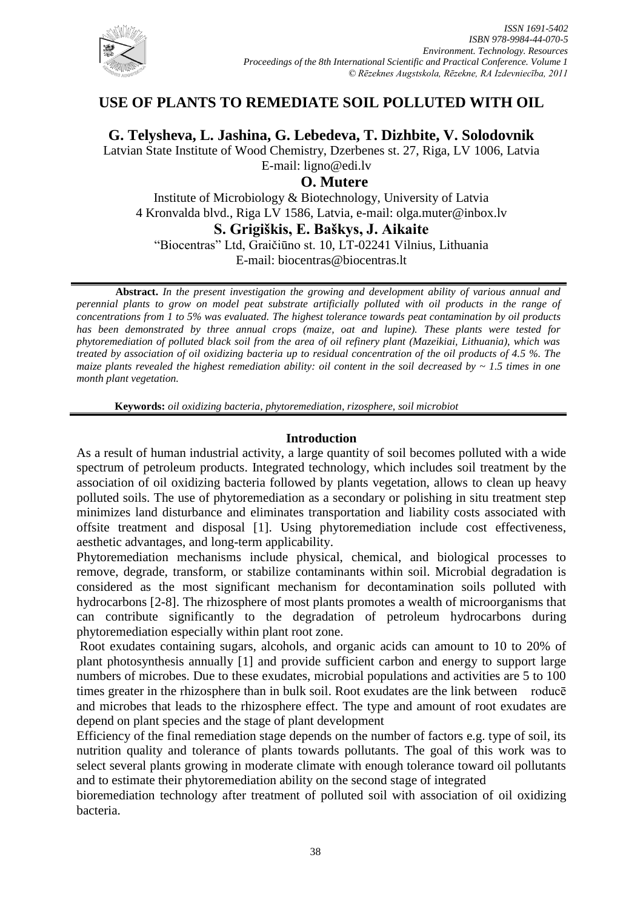# USE OF PLANTS TO REMEDIATE SOIL POLLUTED WITH OIL

**G. Telysheva, L. Jashina, G. Lebedeva, T. Dizhbite, V. Solodovnik**

Latvian State Institute of Wood Chemistry, Dzerbenes st. 27, Riga, LV 1006, Latvia
E-mail: ligno@edi.lv

**O. Mutere**

Institute of Microbiology & Biotechnology, University of Latvia
4 Kronvalda blvd., Riga LV 1586, Latvia, e-mail: olga.muter@inbox.lv

**S. Grigiškis, E. Baškys, J. Aikaite**

"Biocentras" Ltd, Graičiūno st. 10, LT-02241 Vilnius, Lithuania
E-mail: biocentras@biocentras.lt

**Abstract.** *In the present investigation the growing and development ability of various annual and perennial plants to grow on model peat substrate artificially polluted with oil products in the range of concentrations from 1 to 5% was evaluated. The highest tolerance towards peat contamination by oil products has been demonstrated by three annual crops (maize, oat and lupine). These plants were tested for phytoremediation of polluted black soil from the area of oil refinery plant (Mazeikiai, Lithuania), which was treated by association of oil oxidizing bacteria up to residual concentration of the oil products of 4.5 %. The maize plants revealed the highest remediation ability: oil content in the soil decreased by ~ 1.5 times in one month plant vegetation.*

**Keywords:** *oil oxidizing bacteria, phytoremediation, rizosphere, soil microbiot*

## Introduction

As a result of human industrial activity, a large quantity of soil becomes polluted with a wide spectrum of petroleum products. Integrated technology, which includes soil treatment by the association of oil oxidizing bacteria followed by plants vegetation, allows to clean up heavy polluted soils. The use of phytoremediation as a secondary or polishing in situ treatment step minimizes land disturbance and eliminates transportation and liability costs associated with offsite treatment and disposal [1]. Using phytoremediation include cost effectiveness, aesthetic advantages, and long-term applicability.

Phytoremediation mechanisms include physical, chemical, and biological processes to remove, degrade, transform, or stabilize contaminants within soil. Microbial degradation is considered as the most significant mechanism for decontamination soils polluted with hydrocarbons [2-8]. The rhizosphere of most plants promotes a wealth of microorganisms that can contribute significantly to the degradation of petroleum hydrocarbons during phytoremediation especially within plant root zone.

Root exudates containing sugars, alcohols, and organic acids can amount to 10 to 20% of plant photosynthesis annually [1] and provide sufficient carbon and energy to support large numbers of microbes. Due to these exudates, microbial populations and activities are 5 to 100 times greater in the rhizosphere than in bulk soil. Root exudates are the link between roducē and microbes that leads to the rhizosphere effect. The type and amount of root exudates are depend on plant species and the stage of plant development

Efficiency of the final remediation stage depends on the number of factors e.g. type of soil, its nutrition quality and tolerance of plants towards pollutants. The goal of this work was to select several plants growing in moderate climate with enough tolerance toward oil pollutants and to estimate their phytoremediation ability on the second stage of integrated bioremediation technology after treatment of polluted soil with association of oil oxidizing bacteria.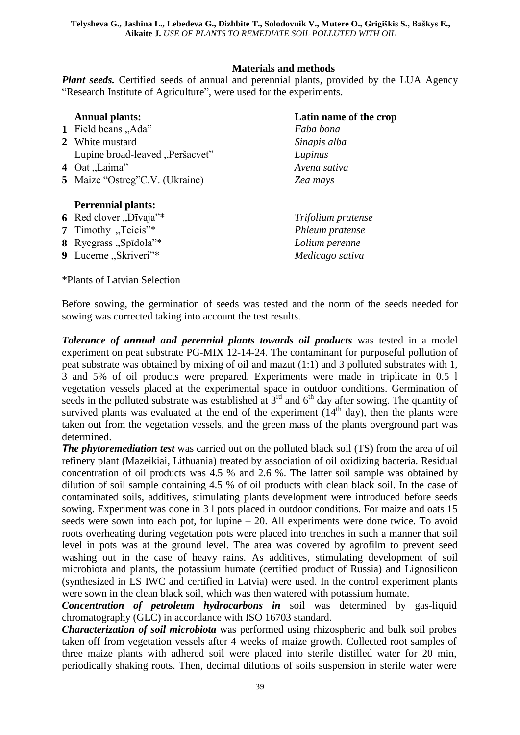## Materials and methods

***Plant seeds.*** Certified seeds of annual and perennial plants, provided by the LUA Agency "Research Institute of Agriculture", were used for the experiments.

| | **Annual plants:** | **Latin name of the crop** |
|---|---|---|
| **1** | Field beans „Ada" | *Faba bona* |
| **2** | White mustard | *Sinapis alba* |
| | Lupine broad-leaved „Peršacvet" | *Lupinus* |
| **4** | Oat „Laima" | *Avena sativa* |
| **5** | Maize "Ostreg"C.V. (Ukraine) | *Zea mays* |
| | **Perrennial plants:** | |
| **6** | Red clover „Dīvaja"* | *Trifolium pratense* |
| **7** | Timothy „Teicis"* | *Phleum pratense* |
| **8** | Ryegrass „Spīdola"* | *Lolium perenne* |
| **9** | Lucerne „Skriveri"* | *Medicago sativa* |

*Plants of Latvian Selection

Before sowing, the germination of seeds was tested and the norm of the seeds needed for sowing was corrected taking into account the test results.

***Tolerance of annual and perennial plants towards oil products*** was tested in a model experiment on peat substrate PG-MIX 12-14-24. The contaminant for purposeful pollution of peat substrate was obtained by mixing of oil and mazut (1:1) and 3 polluted substrates with 1, 3 and 5% of oil products were prepared. Experiments were made in triplicate in 0.5 l vegetation vessels placed at the experimental space in outdoor conditions. Germination of seeds in the polluted substrate was established at $3^{rd}$ and $6^{th}$ day after sowing. The quantity of survived plants was evaluated at the end of the experiment ($14^{th}$ day), then the plants were taken out from the vegetation vessels, and the green mass of the plants overground part was determined.

***The phytoremediation test*** was carried out on the polluted black soil (TS) from the area of oil refinery plant (Mazeikiai, Lithuania) treated by association of oil oxidizing bacteria. Residual concentration of oil products was 4.5 % and 2.6 %. The latter soil sample was obtained by dilution of soil sample containing 4.5 % of oil products with clean black soil. In the case of contaminated soils, additives, stimulating plants development were introduced before seeds sowing. Experiment was done in 3 l pots placed in outdoor conditions. For maize and oats 15 seeds were sown into each pot, for lupine – 20. All experiments were done twice. To avoid roots overheating during vegetation pots were placed into trenches in such a manner that soil level in pots was at the ground level. The area was covered by agrofilm to prevent seed washing out in the case of heavy rains. As additives, stimulating development of soil microbiota and plants, the potassium humate (certified product of Russia) and Lignosilicon (synthesized in LS IWC and certified in Latvia) were used. In the control experiment plants were sown in the clean black soil, which was then watered with potassium humate.

***Concentration of petroleum hydrocarbons in*** soil was determined by gas-liquid chromatography (GLC) in accordance with ISO 16703 standard.

***Characterization of soil microbiota*** was performed using rhizospheric and bulk soil probes taken off from vegetation vessels after 4 weeks of maize growth. Collected root samples of three maize plants with adhered soil were placed into sterile distilled water for 20 min, periodically shaking roots. Then, decimal dilutions of soils suspension in sterile water were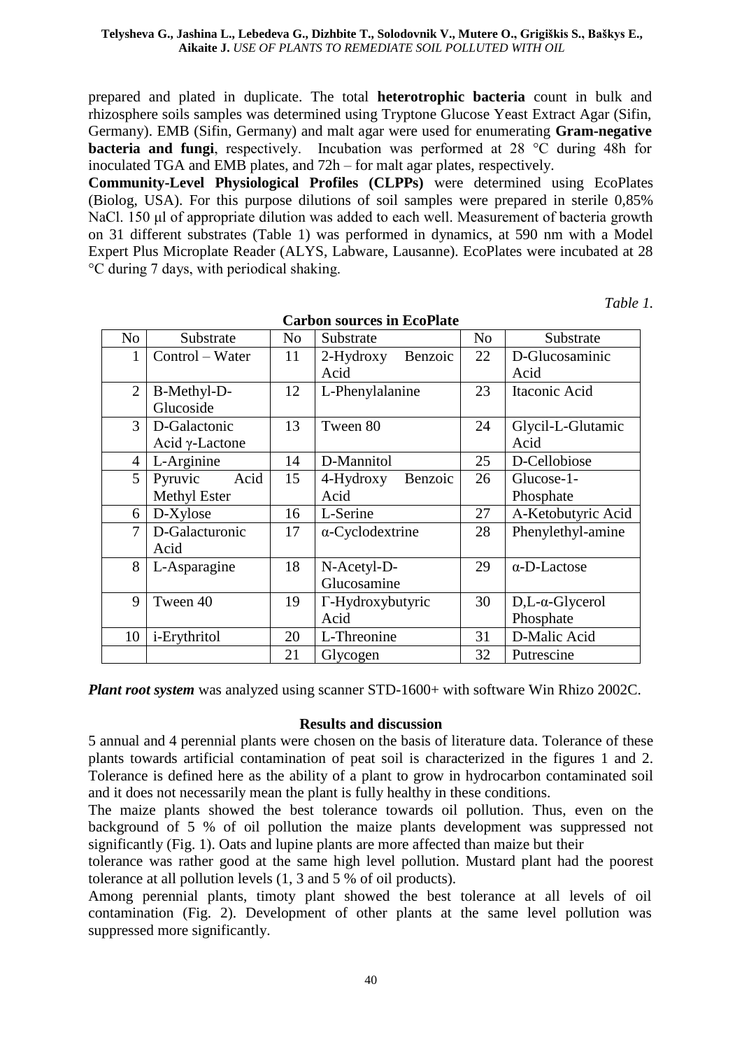prepared and plated in duplicate. The total **heterotrophic bacteria** count in bulk and rhizosphere soils samples was determined using Tryptone Glucose Yeast Extract Agar (Sifin, Germany). EMB (Sifin, Germany) and malt agar were used for enumerating **Gram-negative bacteria and fungi**, respectively. Incubation was performed at 28 °C during 48h for inoculated TGA and EMB plates, and 72h – for malt agar plates, respectively.

**Community-Level Physiological Profiles (CLPPs)** were determined using EcoPlates (Biolog, USA). For this purpose dilutions of soil samples were prepared in sterile 0,85% NaCl. 150 µl of appropriate dilution was added to each well. Measurement of bacteria growth on 31 different substrates (Table 1) was performed in dynamics, at 590 nm with a Model Expert Plus Microplate Reader (ALYS, Labware, Lausanne). EcoPlates were incubated at 28 °C during 7 days, with periodical shaking.

*Table 1.*

**Carbon sources in EcoPlate**

| No | Substrate | No | Substrate | No | Substrate |
|---|---|---|---|---|---|
| 1 | Control – Water | 11 | 2-Hydroxy Benzoic Acid | 22 | D-Glucosaminic Acid |
| 2 | B-Methyl-D-Glucoside | 12 | L-Phenylalanine | 23 | Itaconic Acid |
| 3 | D-Galactonic Acid γ-Lactone | 13 | Tween 80 | 24 | Glycil-L-Glutamic Acid |
| 4 | L-Arginine | 14 | D-Mannitol | 25 | D-Cellobiose |
| 5 | Pyruvic Acid Methyl Ester | 15 | 4-Hydroxy Benzoic Acid | 26 | Glucose-1-Phosphate |
| 6 | D-Xylose | 16 | L-Serine | 27 | A-Ketobutyric Acid |
| 7 | D-Galacturonic Acid | 17 | α-Cyclodextrine | 28 | Phenylethyl-amine |
| 8 | L-Asparagine | 18 | N-Acetyl-D-Glucosamine | 29 | α-D-Lactose |
| 9 | Tween 40 | 19 | Γ-Hydroxybutyric Acid | 30 | D,L-α-Glycerol Phosphate |
| 10 | i-Erythritol | 20 | L-Threonine | 31 | D-Malic Acid |
| | | 21 | Glycogen | 32 | Putrescine |

***Plant root system*** was analyzed using scanner STD-1600+ with software Win Rhizo 2002C.

## Results and discussion

5 annual and 4 perennial plants were chosen on the basis of literature data. Tolerance of these plants towards artificial contamination of peat soil is characterized in the figures 1 and 2. Tolerance is defined here as the ability of a plant to grow in hydrocarbon contaminated soil and it does not necessarily mean the plant is fully healthy in these conditions.

The maize plants showed the best tolerance towards oil pollution. Thus, even on the background of 5 % of oil pollution the maize plants development was suppressed not significantly (Fig. 1). Oats and lupine plants are more affected than maize but their tolerance was rather good at the same high level pollution. Mustard plant had the poorest tolerance at all pollution levels (1, 3 and 5 % of oil products).

Among perennial plants, timoty plant showed the best tolerance at all levels of oil contamination (Fig. 2). Development of other plants at the same level pollution was suppressed more significantly.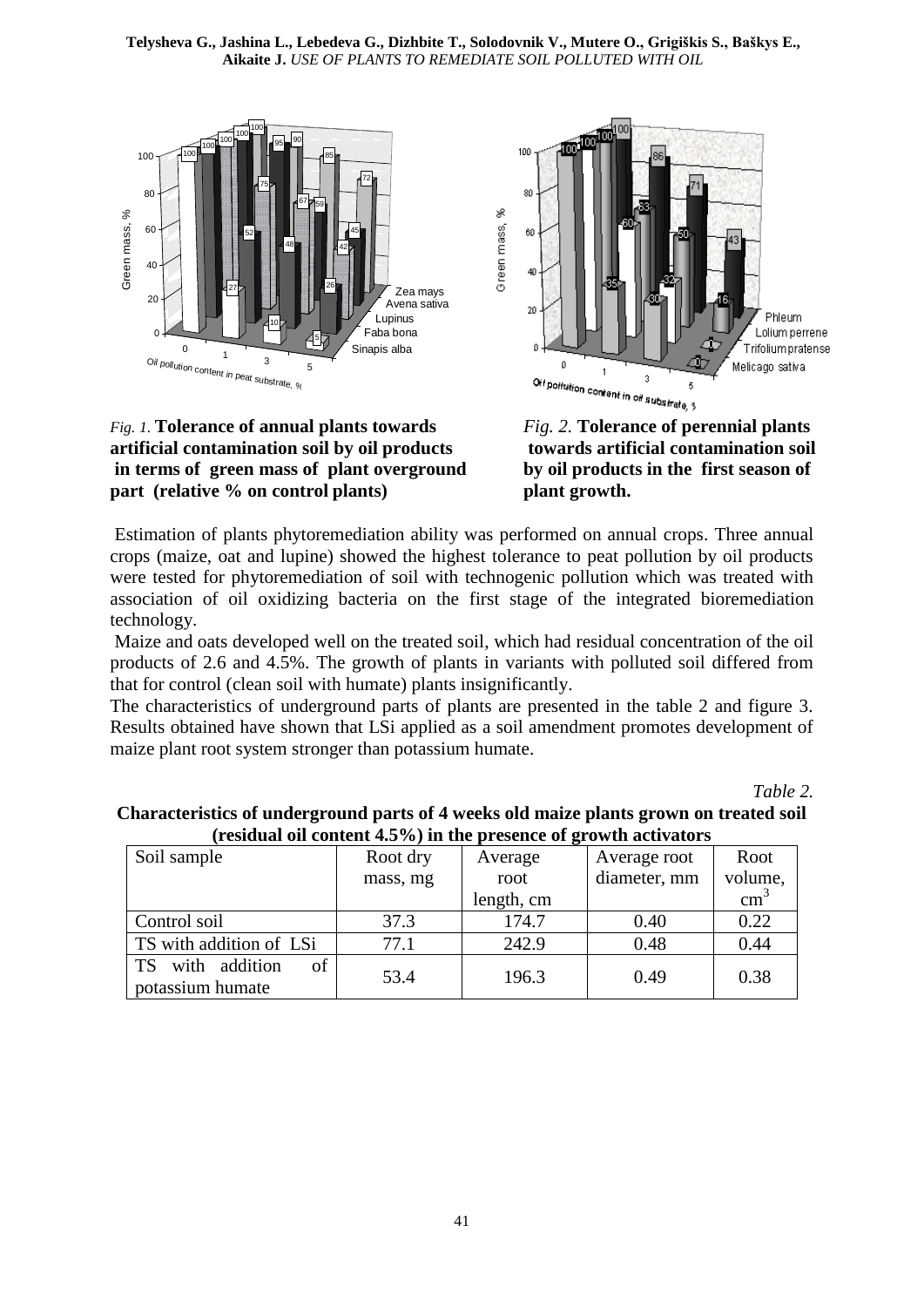*Fig. 1.* **Tolerance of annual plants towards artificial contamination soil by oil products in terms of green mass of plant overground part (relative % on control plants)**

*Fig. 2.* **Tolerance of perennial plants towards artificial contamination soil by oil products in the first season of plant growth.**

Estimation of plants phytoremediation ability was performed on annual crops. Three annual crops (maize, oat and lupine) showed the highest tolerance to peat pollution by oil products were tested for phytoremediation of soil with technogenic pollution which was treated with association of oil oxidizing bacteria on the first stage of the integrated bioremediation technology.

Maize and oats developed well on the treated soil, which had residual concentration of the oil products of 2.6 and 4.5%. The growth of plants in variants with polluted soil differed from that for control (clean soil with humate) plants insignificantly.

The characteristics of underground parts of plants are presented in the table 2 and figure 3. Results obtained have shown that LSi applied as a soil amendment promotes development of maize plant root system stronger than potassium humate.

*Table 2.*

**Characteristics of underground parts of 4 weeks old maize plants grown on treated soil (residual oil content 4.5%) in the presence of growth activators**

| Soil sample | Root dry mass, mg | Average root length, cm | Average root diameter, mm | Root volume, $cm^3$ |
|---|---|---|---|---|
| Control soil | 37.3 | 174.7 | 0.40 | 0.22 |
| TS with addition of LSi | 77.1 | 242.9 | 0.48 | 0.44 |
| TS with addition of potassium humate | 53.4 | 196.3 | 0.49 | 0.38 |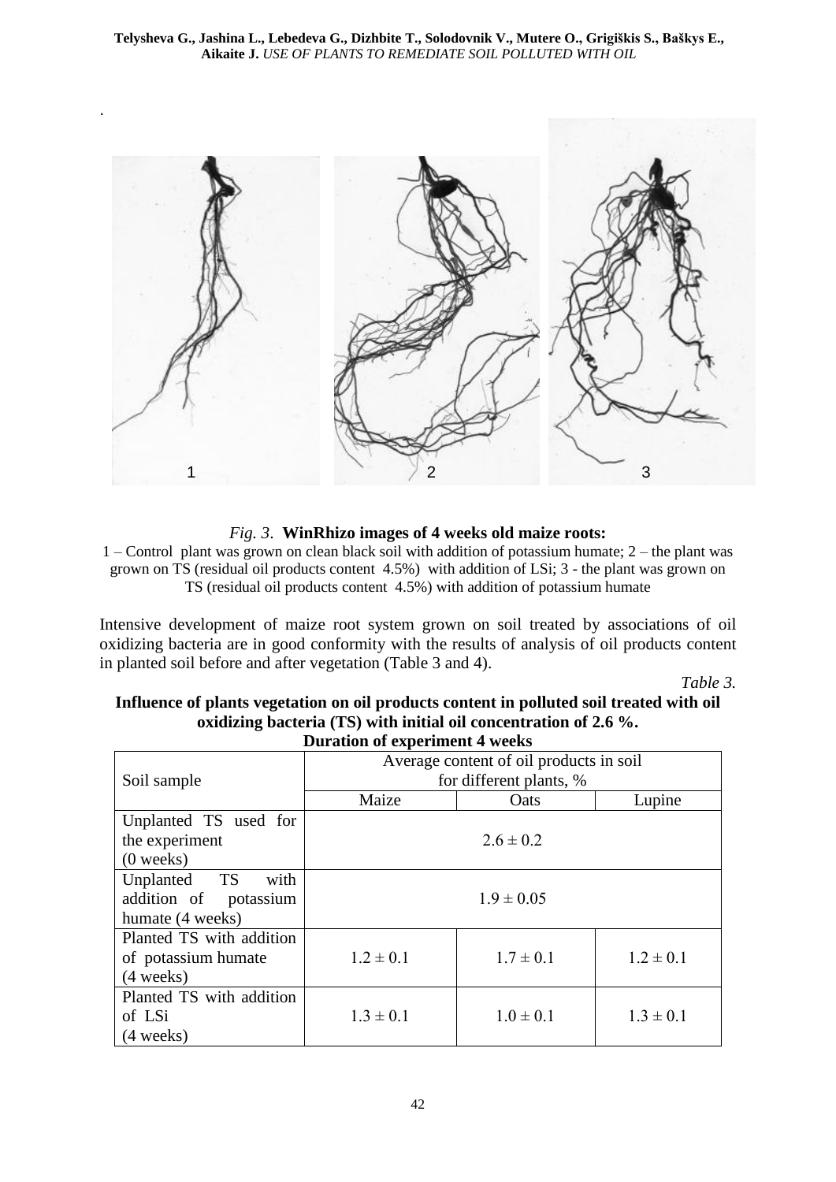*Fig. 3*. **WinRhizo images of 4 weeks old maize roots:**

1 – Control plant was grown on clean black soil with addition of potassium humate; 2 – the plant was grown on TS (residual oil products content 4.5%) with addition of LSi; 3 - the plant was grown on TS (residual oil products content 4.5%) with addition of potassium humate

Intensive development of maize root system grown on soil treated by associations of oil oxidizing bacteria are in good conformity with the results of analysis of oil products content in planted soil before and after vegetation (Table 3 and 4).

*Table 3.*

**Influence of plants vegetation on oil products content in polluted soil treated with oil oxidizing bacteria (TS) with initial oil concentration of 2.6 %. Duration of experiment 4 weeks**

| Soil sample | Average content of oil products in soil for different plants, % | | |
|---|---|---|---|
| | Maize | Oats | Lupine |
| Unplanted TS used for the experiment (0 weeks) | $2.6 \pm 0.2$ | | |
| Unplanted TS with addition of potassium humate (4 weeks) | $1.9 \pm 0.05$ | | |
| Planted TS with addition of potassium humate (4 weeks) | $1.2 \pm 0.1$ | $1.7 \pm 0.1$ | $1.2 \pm 0.1$ |
| Planted TS with addition of LSi (4 weeks) | $1.3 \pm 0.1$ | $1.0 \pm 0.1$ | $1.3 \pm 0.1$ |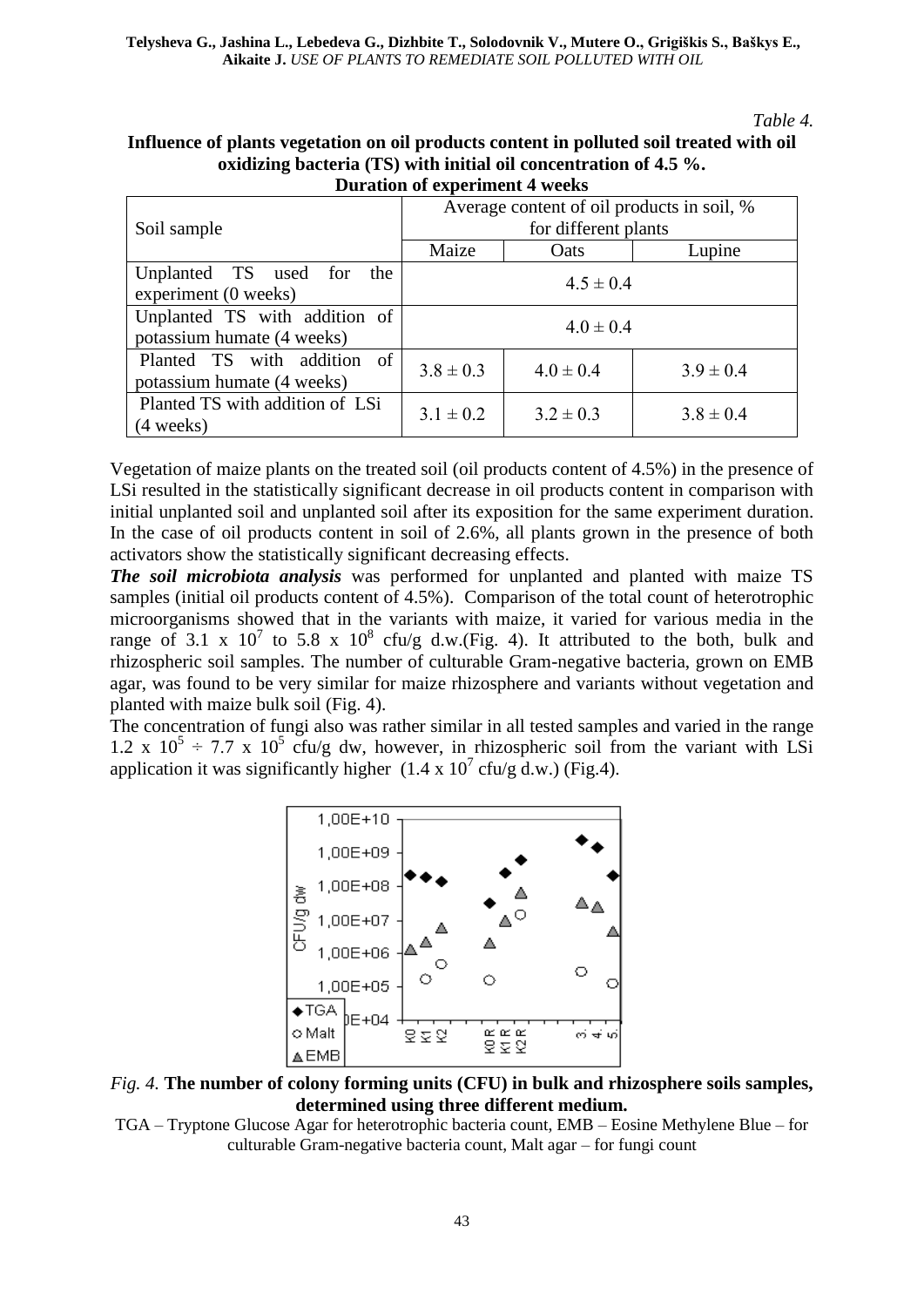*Table 4.*

**Influence of plants vegetation on oil products content in polluted soil treated with oil oxidizing bacteria (TS) with initial oil concentration of 4.5 %. Duration of experiment 4 weeks**

| Soil sample | Average content of oil products in soil, % for different plants | | |
|---|---|---|---|
| | Maize | Oats | Lupine |
| Unplanted TS used for the experiment (0 weeks) | $4.5 \pm 0.4$ | | |
| Unplanted TS with addition of potassium humate (4 weeks) | $4.0 \pm 0.4$ | | |
| Planted TS with addition of potassium humate (4 weeks) | $3.8 \pm 0.3$ | $4.0 \pm 0.4$ | $3.9 \pm 0.4$ |
| Planted TS with addition of LSi (4 weeks) | $3.1 \pm 0.2$ | $3.2 \pm 0.3$ | $3.8 \pm 0.4$ |

Vegetation of maize plants on the treated soil (oil products content of 4.5%) in the presence of LSi resulted in the statistically significant decrease in oil products content in comparison with initial unplanted soil and unplanted soil after its exposition for the same experiment duration. In the case of oil products content in soil of 2.6%, all plants grown in the presence of both activators show the statistically significant decreasing effects.

***The soil microbiota analysis*** was performed for unplanted and planted with maize TS samples (initial oil products content of 4.5%). Comparison of the total count of heterotrophic microorganisms showed that in the variants with maize, it varied for various media in the range of $3.1 \times 10^7$ to $5.8 \times 10^8$ cfu/g d.w.(Fig. 4). It attributed to the both, bulk and rhizospheric soil samples. The number of culturable Gram-negative bacteria, grown on EMB agar, was found to be very similar for maize rhizosphere and variants without vegetation and planted with maize bulk soil (Fig. 4).

The concentration of fungi also was rather similar in all tested samples and varied in the range $1.2 \times 10^5 \div 7.7 \times 10^5$ cfu/g dw, however, in rhizospheric soil from the variant with LSi application it was significantly higher ($1.4 \times 10^7$ cfu/g d.w.) (Fig.4).

*Fig. 4.* **The number of colony forming units (CFU) in bulk and rhizosphere soils samples, determined using three different medium.**

TGA – Tryptone Glucose Agar for heterotrophic bacteria count, EMB – Eosine Methylene Blue – for culturable Gram-negative bacteria count, Malt agar – for fungi count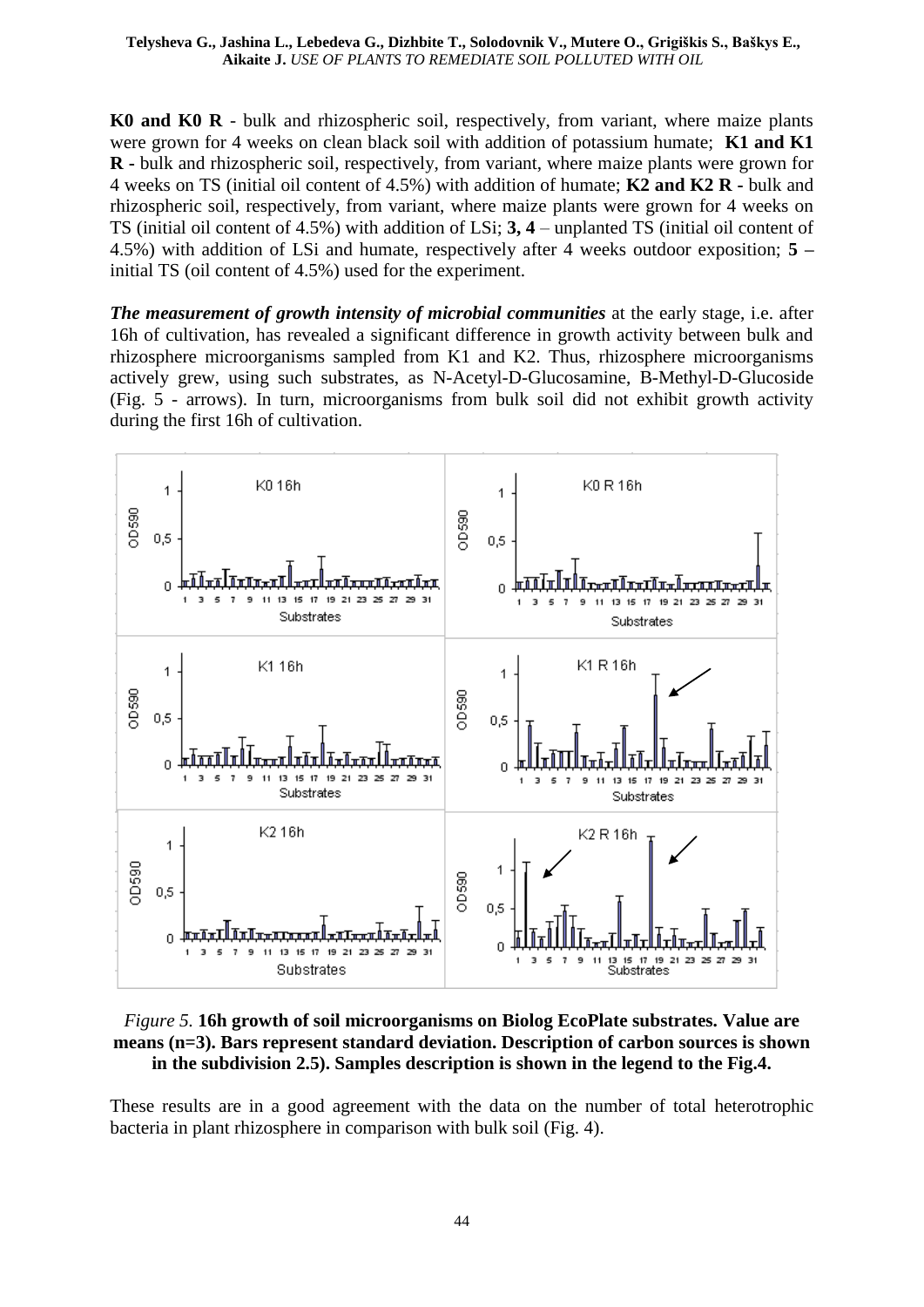**K0 and K0 R** - bulk and rhizospheric soil, respectively, from variant, where maize plants were grown for 4 weeks on clean black soil with addition of potassium humate; **K1 and K1 R** - bulk and rhizospheric soil, respectively, from variant, where maize plants were grown for 4 weeks on TS (initial oil content of 4.5%) with addition of humate; **K2 and K2 R** - bulk and rhizospheric soil, respectively, from variant, where maize plants were grown for 4 weeks on TS (initial oil content of 4.5%) with addition of LSi; **3, 4** – unplanted TS (initial oil content of 4.5%) with addition of LSi and humate, respectively after 4 weeks outdoor exposition; **5 –** initial TS (oil content of 4.5%) used for the experiment.

***The measurement of growth intensity of microbial communities*** at the early stage, i.e. after 16h of cultivation, has revealed a significant difference in growth activity between bulk and rhizosphere microorganisms sampled from K1 and K2. Thus, rhizosphere microorganisms actively grew, using such substrates, as N-Acetyl-D-Glucosamine, B-Methyl-D-Glucoside (Fig. 5 - arrows). In turn, microorganisms from bulk soil did not exhibit growth activity during the first 16h of cultivation.

*Figure 5.* **16h growth of soil microorganisms on Biolog EcoPlate substrates. Value are means (n=3). Bars represent standard deviation. Description of carbon sources is shown in the subdivision 2.5). Samples description is shown in the legend to the Fig.4.**

These results are in a good agreement with the data on the number of total heterotrophic bacteria in plant rhizosphere in comparison with bulk soil (Fig. 4).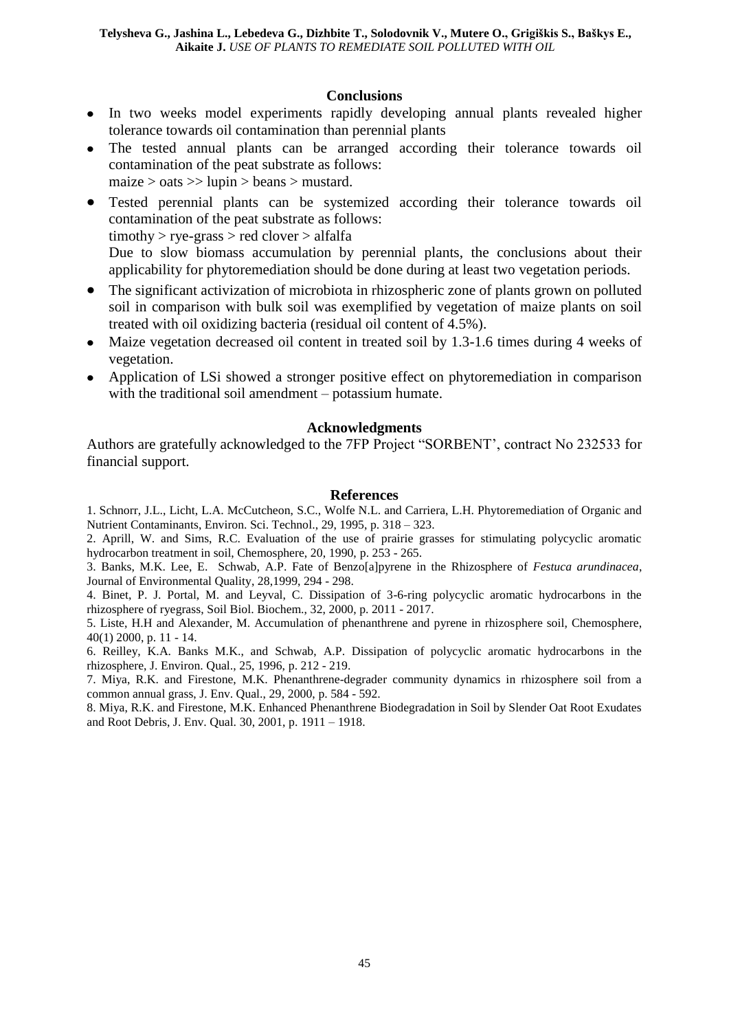## Conclusions

- In two weeks model experiments rapidly developing annual plants revealed higher tolerance towards oil contamination than perennial plants
- The tested annual plants can be arranged according their tolerance towards oil contamination of the peat substrate as follows:
  maize > oats >> lupin > beans > mustard.
- Tested perennial plants can be systemized according their tolerance towards oil contamination of the peat substrate as follows:
  timothy > rye-grass > red clover > alfalfa
  Due to slow biomass accumulation by perennial plants, the conclusions about their applicability for phytoremediation should be done during at least two vegetation periods.
- The significant activization of microbiota in rhizospheric zone of plants grown on polluted soil in comparison with bulk soil was exemplified by vegetation of maize plants on soil treated with oil oxidizing bacteria (residual oil content of 4.5%).
- Maize vegetation decreased oil content in treated soil by 1.3-1.6 times during 4 weeks of vegetation.
- Application of LSi showed a stronger positive effect on phytoremediation in comparison with the traditional soil amendment – potassium humate.

## Acknowledgments

Authors are gratefully acknowledged to the 7FP Project "SORBENT', contract No 232533 for financial support.

## References

1. Schnorr, J.L., Licht, L.A. McCutcheon, S.C., Wolfe N.L. and Carriera, L.H. Phytoremediation of Organic and Nutrient Contaminants, Environ. Sci. Technol., 29, 1995, p. 318 – 323.
2. Aprill, W. and Sims, R.C. Evaluation of the use of prairie grasses for stimulating polycyclic aromatic hydrocarbon treatment in soil, Chemosphere, 20, 1990, p. 253 - 265.
3. Banks, M.K. Lee, E. Schwab, A.P. Fate of Benzo[a]pyrene in the Rhizosphere of *Festuca arundinacea*, Journal of Environmental Quality, 28,1999, 294 - 298.
4. Binet, P. J. Portal, M. and Leyval, C. Dissipation of 3-6-ring polycyclic aromatic hydrocarbons in the rhizosphere of ryegrass, Soil Biol. Biochem., 32, 2000, p. 2011 - 2017.
5. Liste, H.H and Alexander, M. Accumulation of phenanthrene and pyrene in rhizosphere soil, Chemosphere, 40(1) 2000, p. 11 - 14.
6. Reilley, K.A. Banks M.K., and Schwab, A.P. Dissipation of polycyclic aromatic hydrocarbons in the rhizosphere, J. Environ. Qual., 25, 1996, p. 212 - 219.
7. Miya, R.K. and Firestone, M.K. Phenanthrene-degrader community dynamics in rhizosphere soil from a common annual grass, J. Env. Qual., 29, 2000, p. 584 - 592.
8. Miya, R.K. and Firestone, M.K. Enhanced Phenanthrene Biodegradation in Soil by Slender Oat Root Exudates and Root Debris, J. Env. Qual. 30, 2001, p. 1911 – 1918.